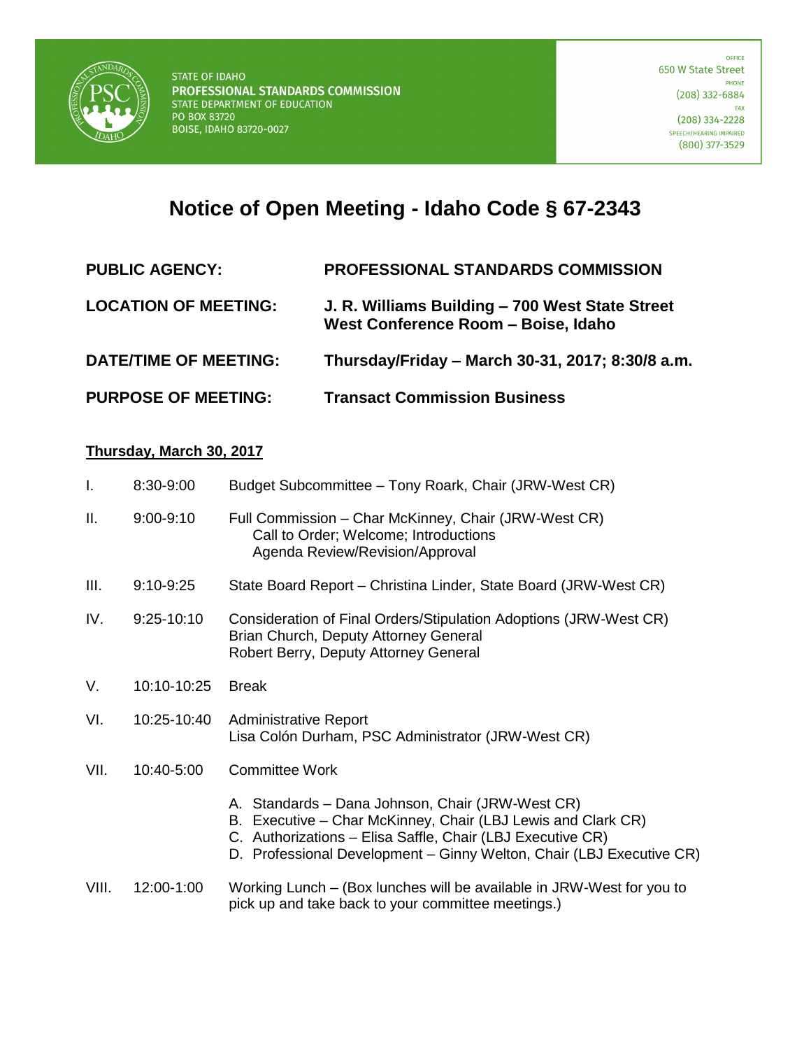STATE OF IDAHO
**PROFESSIONAL STANDARDS COMMISSION**
STATE DEPARTMENT OF EDUCATION
PO BOX 83720
BOISE, IDAHO 83720-0027

OFFICE
650 W State Street
PHONE
(208) 332-6884
FAX
(208) 334-2228
SPEECH/HEARING IMPAIRED
(800) 377-3529

# Notice of Open Meeting - Idaho Code § 67-2343

| | |
|---|---|
| **PUBLIC AGENCY:** | **PROFESSIONAL STANDARDS COMMISSION** |
| **LOCATION OF MEETING:** | **J. R. Williams Building – 700 West State Street West Conference Room – Boise, Idaho** |
| **DATE/TIME OF MEETING:** | **Thursday/Friday – March 30-31, 2017; 8:30/8 a.m.** |
| **PURPOSE OF MEETING:** | **Transact Commission Business** |

**Thursday, March 30, 2017**

| | | |
|---|---|---|
| I. | 8:30-9:00 | Budget Subcommittee – Tony Roark, Chair (JRW-West CR) |
| II. | 9:00-9:10 | Full Commission – Char McKinney, Chair (JRW-West CR)<br>Call to Order; Welcome; Introductions<br>Agenda Review/Revision/Approval |
| III. | 9:10-9:25 | State Board Report – Christina Linder, State Board (JRW-West CR) |
| IV. | 9:25-10:10 | Consideration of Final Orders/Stipulation Adoptions (JRW-West CR)<br>Brian Church, Deputy Attorney General<br>Robert Berry, Deputy Attorney General |
| V. | 10:10-10:25 | Break |
| VI. | 10:25-10:40 | Administrative Report<br>Lisa Colón Durham, PSC Administrator (JRW-West CR) |
| VII. | 10:40-5:00 | Committee Work<br>A. Standards – Dana Johnson, Chair (JRW-West CR)<br>B. Executive – Char McKinney, Chair (LBJ Lewis and Clark CR)<br>C. Authorizations – Elisa Saffle, Chair (LBJ Executive CR)<br>D. Professional Development – Ginny Welton, Chair (LBJ Executive CR) |
| VIII. | 12:00-1:00 | Working Lunch – (Box lunches will be available in JRW-West for you to pick up and take back to your committee meetings.) |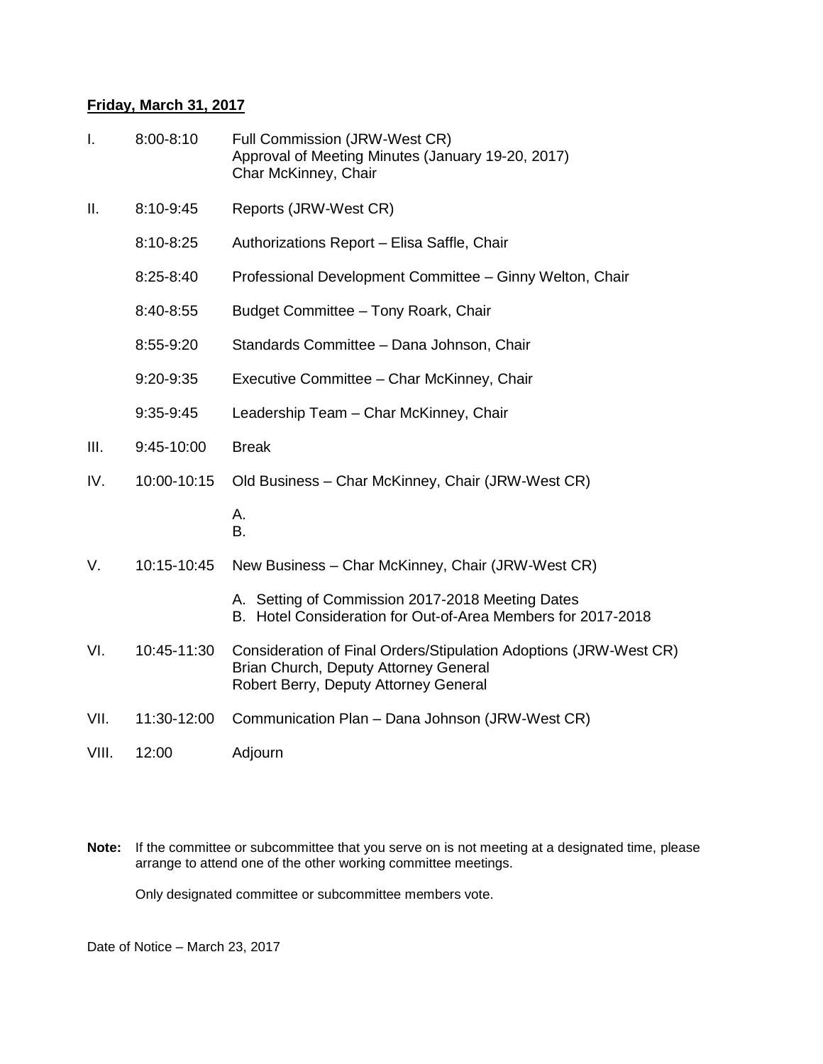**Friday, March 31, 2017**

| | | |
|---|---|---|
| I. | 8:00-8:10 | Full Commission (JRW-West CR)<br>Approval of Meeting Minutes (January 19-20, 2017)<br>Char McKinney, Chair |
| II. | 8:10-9:45 | Reports (JRW-West CR) |
| | 8:10-8:25 | Authorizations Report – Elisa Saffle, Chair |
| | 8:25-8:40 | Professional Development Committee – Ginny Welton, Chair |
| | 8:40-8:55 | Budget Committee – Tony Roark, Chair |
| | 8:55-9:20 | Standards Committee – Dana Johnson, Chair |
| | 9:20-9:35 | Executive Committee – Char McKinney, Chair |
| | 9:35-9:45 | Leadership Team – Char McKinney, Chair |
| III. | 9:45-10:00 | Break |
| IV. | 10:00-10:15 | Old Business – Char McKinney, Chair (JRW-West CR)<br>A.<br>B. |
| V. | 10:15-10:45 | New Business – Char McKinney, Chair (JRW-West CR)<br>A. Setting of Commission 2017-2018 Meeting Dates<br>B. Hotel Consideration for Out-of-Area Members for 2017-2018 |
| VI. | 10:45-11:30 | Consideration of Final Orders/Stipulation Adoptions (JRW-West CR)<br>Brian Church, Deputy Attorney General<br>Robert Berry, Deputy Attorney General |
| VII. | 11:30-12:00 | Communication Plan – Dana Johnson (JRW-West CR) |
| VIII. | 12:00 | Adjourn |

**Note:** If the committee or subcommittee that you serve on is not meeting at a designated time, please arrange to attend one of the other working committee meetings.

Only designated committee or subcommittee members vote.

Date of Notice – March 23, 2017